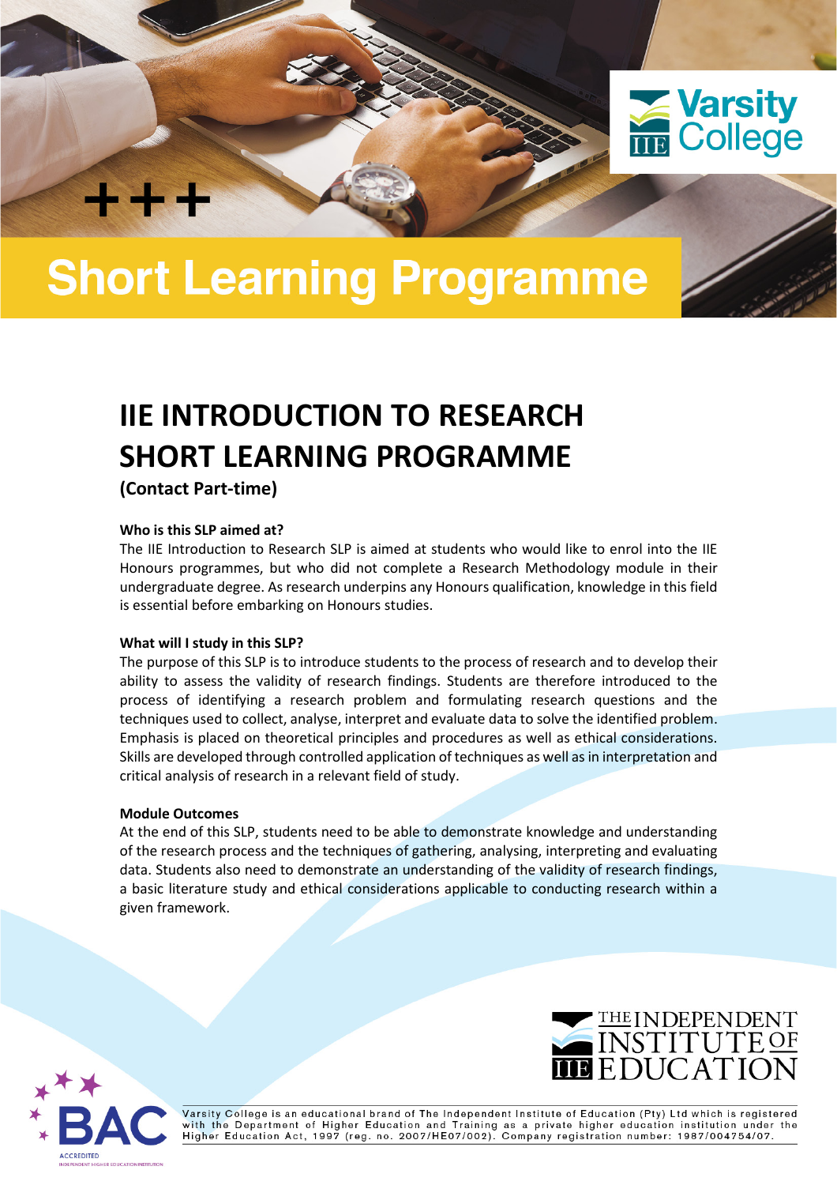Varsity College

+++

# Short Learning Programme

## IIE INTRODUCTION TO RESEARCH SHORT LEARNING PROGRAMME

**(Contact Part-time)**

**Who is this SLP aimed at?**

The IIE Introduction to Research SLP is aimed at students who would like to enrol into the IIE Honours programmes, but who did not complete a Research Methodology module in their undergraduate degree. As research underpins any Honours qualification, knowledge in this field is essential before embarking on Honours studies.

**What will I study in this SLP?**

The purpose of this SLP is to introduce students to the process of research and to develop their ability to assess the validity of research findings. Students are therefore introduced to the process of identifying a research problem and formulating research questions and the techniques used to collect, analyse, interpret and evaluate data to solve the identified problem. Emphasis is placed on theoretical principles and procedures as well as ethical considerations. Skills are developed through controlled application of techniques as well as in interpretation and critical analysis of research in a relevant field of study.

**Module Outcomes**

At the end of this SLP, students need to be able to demonstrate knowledge and understanding of the research process and the techniques of gathering, analysing, interpreting and evaluating data. Students also need to demonstrate an understanding of the validity of research findings, a basic literature study and ethical considerations applicable to conducting research within a given framework.

THE INDEPENDENT INSTITUTE OF EDUCATION

BAC ACCREDITED INDEPENDENT HIGHER EDUCATION INSTITUTION

Varsity College is an educational brand of The Independent Institute of Education (Pty) Ltd which is registered with the Department of Higher Education and Training as a private higher education institution under the Higher Education Act, 1997 (reg. no. 2007/HE07/002). Company registration number: 1987/004754/07.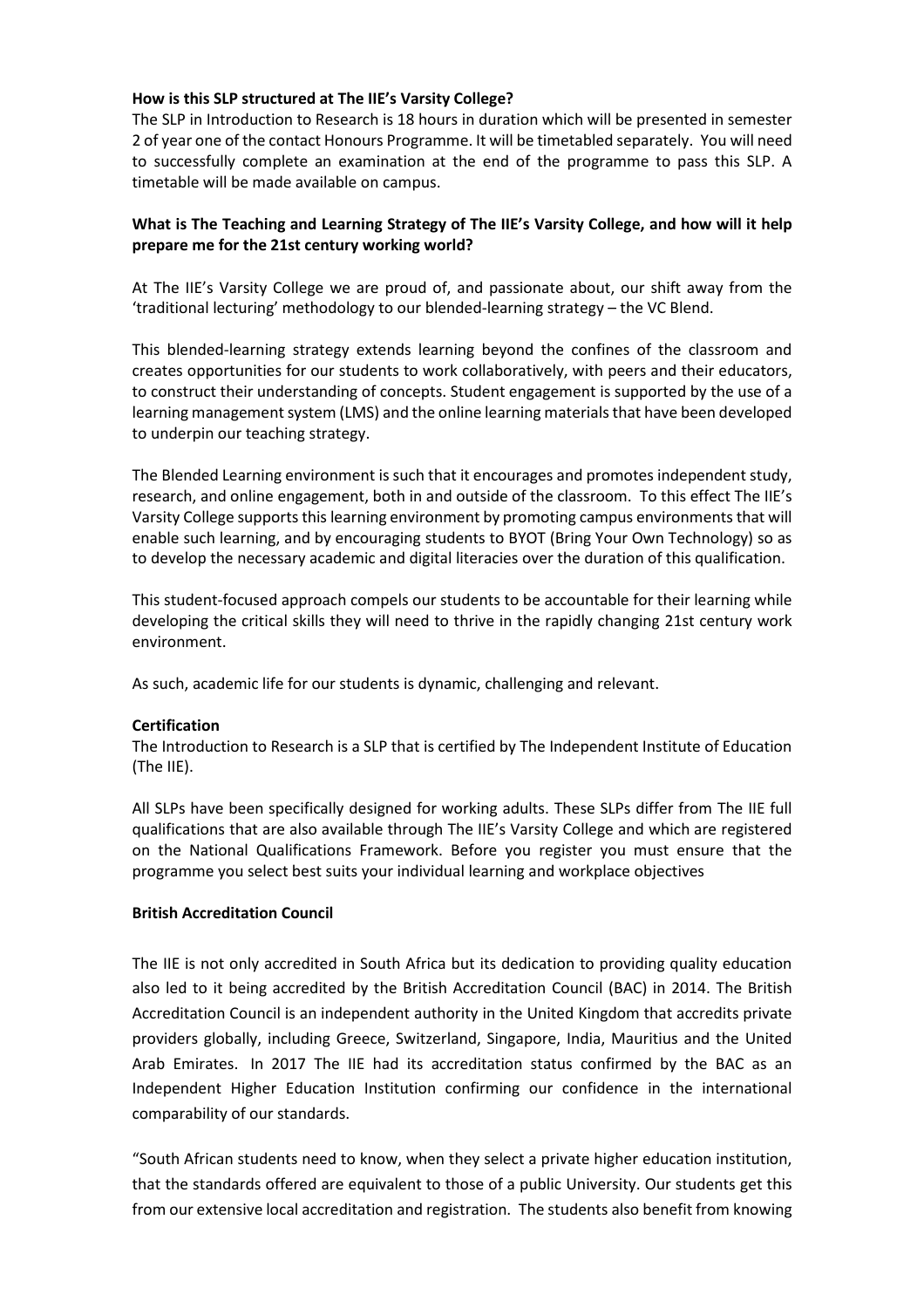**How is this SLP structured at The IIE's Varsity College?**

The SLP in Introduction to Research is 18 hours in duration which will be presented in semester 2 of year one of the contact Honours Programme. It will be timetabled separately. You will need to successfully complete an examination at the end of the programme to pass this SLP. A timetable will be made available on campus.

**What is The Teaching and Learning Strategy of The IIE's Varsity College, and how will it help prepare me for the 21st century working world?**

At The IIE's Varsity College we are proud of, and passionate about, our shift away from the 'traditional lecturing' methodology to our blended-learning strategy – the VC Blend.

This blended-learning strategy extends learning beyond the confines of the classroom and creates opportunities for our students to work collaboratively, with peers and their educators, to construct their understanding of concepts. Student engagement is supported by the use of a learning management system (LMS) and the online learning materials that have been developed to underpin our teaching strategy.

The Blended Learning environment is such that it encourages and promotes independent study, research, and online engagement, both in and outside of the classroom. To this effect The IIE's Varsity College supports this learning environment by promoting campus environments that will enable such learning, and by encouraging students to BYOT (Bring Your Own Technology) so as to develop the necessary academic and digital literacies over the duration of this qualification.

This student-focused approach compels our students to be accountable for their learning while developing the critical skills they will need to thrive in the rapidly changing 21st century work environment.

As such, academic life for our students is dynamic, challenging and relevant.

**Certification**

The Introduction to Research is a SLP that is certified by The Independent Institute of Education (The IIE).

All SLPs have been specifically designed for working adults. These SLPs differ from The IIE full qualifications that are also available through The IIE's Varsity College and which are registered on the National Qualifications Framework. Before you register you must ensure that the programme you select best suits your individual learning and workplace objectives

**British Accreditation Council**

The IIE is not only accredited in South Africa but its dedication to providing quality education also led to it being accredited by the British Accreditation Council (BAC) in 2014. The British Accreditation Council is an independent authority in the United Kingdom that accredits private providers globally, including Greece, Switzerland, Singapore, India, Mauritius and the United Arab Emirates. In 2017 The IIE had its accreditation status confirmed by the BAC as an Independent Higher Education Institution confirming our confidence in the international comparability of our standards.

"South African students need to know, when they select a private higher education institution, that the standards offered are equivalent to those of a public University. Our students get this from our extensive local accreditation and registration. The students also benefit from knowing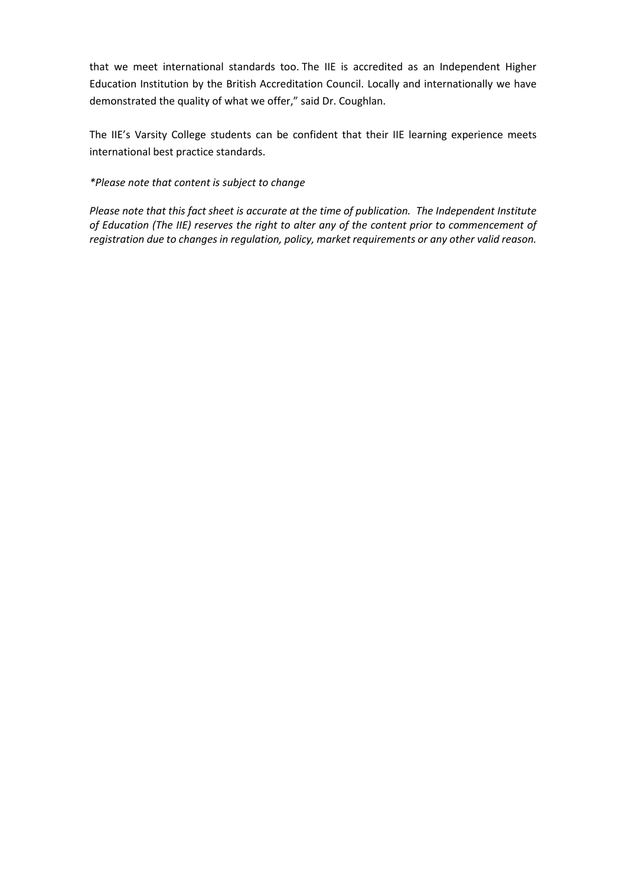that we meet international standards too. The IIE is accredited as an Independent Higher Education Institution by the British Accreditation Council. Locally and internationally we have demonstrated the quality of what we offer," said Dr. Coughlan.

The IIE's Varsity College students can be confident that their IIE learning experience meets international best practice standards.

*\*Please note that content is subject to change*

*Please note that this fact sheet is accurate at the time of publication. The Independent Institute of Education (The IIE) reserves the right to alter any of the content prior to commencement of registration due to changes in regulation, policy, market requirements or any other valid reason.*